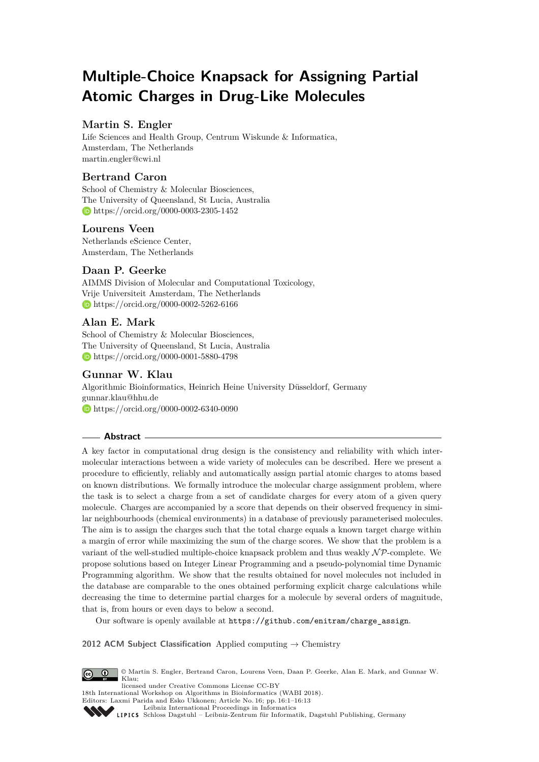# Multiple-Choice Knapsack for Assigning Partial Atomic Charges in Drug-Like Molecules

### Martin S. Engler

Life Sciences and Health Group, Centrum Wiskunde & Informatica,
Amsterdam, The Netherlands
martin.engler@cwi.nl

### Bertrand Caron

School of Chemistry & Molecular Biosciences,
The University of Queensland, St Lucia, Australia
https://orcid.org/0000-0003-2305-1452

### Lourens Veen

Netherlands eScience Center,
Amsterdam, The Netherlands

### Daan P. Geerke

AIMMS Division of Molecular and Computational Toxicology,
Vrije Universiteit Amsterdam, The Netherlands
https://orcid.org/0000-0002-5262-6166

### Alan E. Mark

School of Chemistry & Molecular Biosciences,
The University of Queensland, St Lucia, Australia
https://orcid.org/0000-0001-5880-4798

### Gunnar W. Klau

Algorithmic Bioinformatics, Heinrich Heine University Düsseldorf, Germany
gunnar.klau@hhu.de
https://orcid.org/0000-0002-6340-0090

## Abstract

A key factor in computational drug design is the consistency and reliability with which intermolecular interactions between a wide variety of molecules can be described. Here we present a procedure to efficiently, reliably and automatically assign partial atomic charges to atoms based on known distributions. We formally introduce the molecular charge assignment problem, where the task is to select a charge from a set of candidate charges for every atom of a given query molecule. Charges are accompanied by a score that depends on their observed frequency in similar neighbourhoods (chemical environments) in a database of previously parameterised molecules. The aim is to assign the charges such that the total charge equals a known target charge within a margin of error while maximizing the sum of the charge scores. We show that the problem is a variant of the well-studied multiple-choice knapsack problem and thus weakly $\mathcal{NP}$-complete. We propose solutions based on Integer Linear Programming and a pseudo-polynomial time Dynamic Programming algorithm. We show that the results obtained for novel molecules not included in the database are comparable to the ones obtained performing explicit charge calculations while decreasing the time to determine partial charges for a molecule by several orders of magnitude, that is, from hours or even days to below a second.

Our software is openly available at `https://github.com/enitram/charge_assign`.

**2012 ACM Subject Classification** Applied computing → Chemistry

© Martin S. Engler, Bertrand Caron, Lourens Veen, Daan P. Geerke, Alan E. Mark, and Gunnar W. Klau;
licensed under Creative Commons License CC-BY
18th International Workshop on Algorithms in Bioinformatics (WABI 2018).
Editors: Laxmi Parida and Esko Ukkonen; Article No. 16; pp. 16:1–16:13
Leibniz International Proceedings in Informatics
Schloss Dagstuhl – Leibniz-Zentrum für Informatik, Dagstuhl Publishing, Germany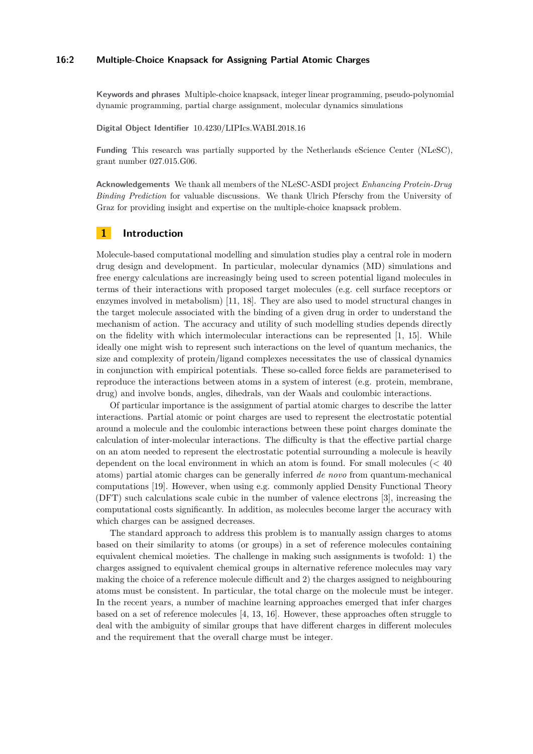**Keywords and phrases** Multiple-choice knapsack, integer linear programming, pseudo-polynomial dynamic programming, partial charge assignment, molecular dynamics simulations

**Digital Object Identifier** 10.4230/LIPIcs.WABI.2018.16

**Funding** This research was partially supported by the Netherlands eScience Center (NLeSC), grant number 027.015.G06.

**Acknowledgements** We thank all members of the NLeSC-ASDI project *Enhancing Protein-Drug Binding Prediction* for valuable discussions. We thank Ulrich Pferschy from the University of Graz for providing insight and expertise on the multiple-choice knapsack problem.

## 1 Introduction

Molecule-based computational modelling and simulation studies play a central role in modern drug design and development. In particular, molecular dynamics (MD) simulations and free energy calculations are increasingly being used to screen potential ligand molecules in terms of their interactions with proposed target molecules (e.g. cell surface receptors or enzymes involved in metabolism) [11, 18]. They are also used to model structural changes in the target molecule associated with the binding of a given drug in order to understand the mechanism of action. The accuracy and utility of such modelling studies depends directly on the fidelity with which intermolecular interactions can be represented [1, 15]. While ideally one might wish to represent such interactions on the level of quantum mechanics, the size and complexity of protein/ligand complexes necessitates the use of classical dynamics in conjunction with empirical potentials. These so-called force fields are parameterised to reproduce the interactions between atoms in a system of interest (e.g. protein, membrane, drug) and involve bonds, angles, dihedrals, van der Waals and coulombic interactions.

Of particular importance is the assignment of partial atomic charges to describe the latter interactions. Partial atomic or point charges are used to represent the electrostatic potential around a molecule and the coulombic interactions between these point charges dominate the calculation of inter-molecular interactions. The difficulty is that the effective partial charge on an atom needed to represent the electrostatic potential surrounding a molecule is heavily dependent on the local environment in which an atom is found. For small molecules ($< 40$ atoms) partial atomic charges can be generally inferred *de novo* from quantum-mechanical computations [19]. However, when using e.g. commonly applied Density Functional Theory (DFT) such calculations scale cubic in the number of valence electrons [3], increasing the computational costs significantly. In addition, as molecules become larger the accuracy with which charges can be assigned decreases.

The standard approach to address this problem is to manually assign charges to atoms based on their similarity to atoms (or groups) in a set of reference molecules containing equivalent chemical moieties. The challenge in making such assignments is twofold: 1) the charges assigned to equivalent chemical groups in alternative reference molecules may vary making the choice of a reference molecule difficult and 2) the charges assigned to neighbouring atoms must be consistent. In particular, the total charge on the molecule must be integer. In the recent years, a number of machine learning approaches emerged that infer charges based on a set of reference molecules [4, 13, 16]. However, these approaches often struggle to deal with the ambiguity of similar groups that have different charges in different molecules and the requirement that the overall charge must be integer.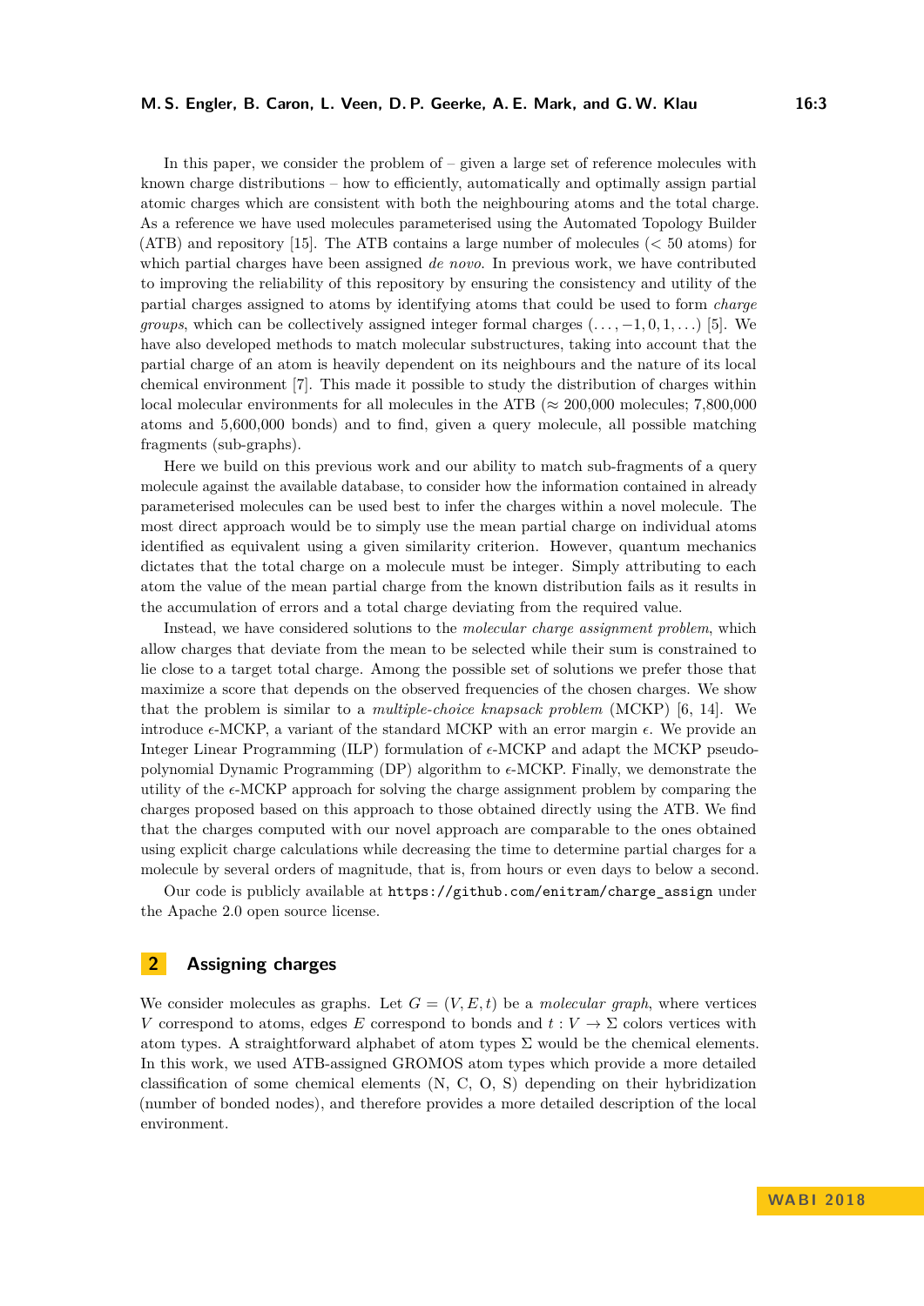In this paper, we consider the problem of – given a large set of reference molecules with known charge distributions – how to efficiently, automatically and optimally assign partial atomic charges which are consistent with both the neighbouring atoms and the total charge. As a reference we have used molecules parameterised using the Automated Topology Builder (ATB) and repository [15]. The ATB contains a large number of molecules (< 50 atoms) for which partial charges have been assigned *de novo*. In previous work, we have contributed to improving the reliability of this repository by ensuring the consistency and utility of the partial charges assigned to atoms by identifying atoms that could be used to form *charge groups*, which can be collectively assigned integer formal charges $(\ldots, -1, 0, 1, \ldots)$ [5]. We have also developed methods to match molecular substructures, taking into account that the partial charge of an atom is heavily dependent on its neighbours and the nature of its local chemical environment [7]. This made it possible to study the distribution of charges within local molecular environments for all molecules in the ATB (≈ 200,000 molecules; 7,800,000 atoms and 5,600,000 bonds) and to find, given a query molecule, all possible matching fragments (sub-graphs).

Here we build on this previous work and our ability to match sub-fragments of a query molecule against the available database, to consider how the information contained in already parameterised molecules can be used best to infer the charges within a novel molecule. The most direct approach would be to simply use the mean partial charge on individual atoms identified as equivalent using a given similarity criterion. However, quantum mechanics dictates that the total charge on a molecule must be integer. Simply attributing to each atom the value of the mean partial charge from the known distribution fails as it results in the accumulation of errors and a total charge deviating from the required value.

Instead, we have considered solutions to the *molecular charge assignment problem*, which allow charges that deviate from the mean to be selected while their sum is constrained to lie close to a target total charge. Among the possible set of solutions we prefer those that maximize a score that depends on the observed frequencies of the chosen charges. We show that the problem is similar to a *multiple-choice knapsack problem* (MCKP) [6, 14]. We introduce $\epsilon$-MCKP, a variant of the standard MCKP with an error margin $\epsilon$. We provide an Integer Linear Programming (ILP) formulation of $\epsilon$-MCKP and adapt the MCKP pseudo-polynomial Dynamic Programming (DP) algorithm to $\epsilon$-MCKP. Finally, we demonstrate the utility of the $\epsilon$-MCKP approach for solving the charge assignment problem by comparing the charges proposed based on this approach to those obtained directly using the ATB. We find that the charges computed with our novel approach are comparable to the ones obtained using explicit charge calculations while decreasing the time to determine partial charges for a molecule by several orders of magnitude, that is, from hours or even days to below a second.

Our code is publicly available at `https://github.com/enitram/charge_assign` under the Apache 2.0 open source license.

## 2 Assigning charges

We consider molecules as graphs. Let $G = (V, E, t)$ be a *molecular graph*, where vertices $V$ correspond to atoms, edges $E$ correspond to bonds and $t : V \to \Sigma$ colors vertices with atom types. A straightforward alphabet of atom types $\Sigma$ would be the chemical elements. In this work, we used ATB-assigned GROMOS atom types which provide a more detailed classification of some chemical elements (N, C, O, S) depending on their hybridization (number of bonded nodes), and therefore provides a more detailed description of the local environment.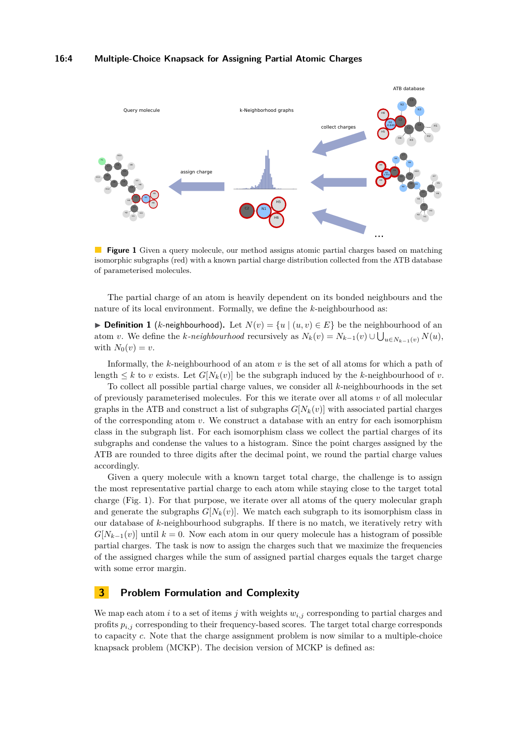**Figure 1** Given a query molecule, our method assigns atomic partial charges based on matching isomorphic subgraphs (red) with a known partial charge distribution collected from the ATB database of parameterised molecules.

The partial charge of an atom is heavily dependent on its bonded neighbours and the nature of its local environment. Formally, we define the $k$-neighbourhood as:

▶ **Definition 1** ($k$-neighbourhood)**.** Let $N(v) = \{u \mid (u, v) \in E\}$ be the neighbourhood of an atom $v$. We define the *$k$-neighbourhood* recursively as $N_k(v) = N_{k-1}(v) \cup \bigcup_{u \in N_{k-1}(v)} N(u)$, with $N_0(v) = v$.

Informally, the $k$-neighbourhood of an atom $v$ is the set of all atoms for which a path of length $\leq k$ to $v$ exists. Let $G[N_k(v)]$ be the subgraph induced by the $k$-neighbourhood of $v$.

To collect all possible partial charge values, we consider all $k$-neighbourhoods in the set of previously parameterised molecules. For this we iterate over all atoms $v$ of all molecular graphs in the ATB and construct a list of subgraphs $G[N_k(v)]$ with associated partial charges of the corresponding atom $v$. We construct a database with an entry for each isomorphism class in the subgraph list. For each isomorphism class we collect the partial charges of its subgraphs and condense the values to a histogram. Since the point charges assigned by the ATB are rounded to three digits after the decimal point, we round the partial charge values accordingly.

Given a query molecule with a known target total charge, the challenge is to assign the most representative partial charge to each atom while staying close to the target total charge (Fig. 1). For that purpose, we iterate over all atoms of the query molecular graph and generate the subgraphs $G[N_k(v)]$. We match each subgraph to its isomorphism class in our database of $k$-neighbourhood subgraphs. If there is no match, we iteratively retry with $G[N_{k-1}(v)]$ until $k = 0$. Now each atom in our query molecule has a histogram of possible partial charges. The task is now to assign the charges such that we maximize the frequencies of the assigned charges while the sum of assigned partial charges equals the target charge with some error margin.

## 3 Problem Formulation and Complexity

We map each atom $i$ to a set of items $j$ with weights $w_{i,j}$ corresponding to partial charges and profits $p_{i,j}$ corresponding to their frequency-based scores. The target total charge corresponds to capacity $c$. Note that the charge assignment problem is now similar to a multiple-choice knapsack problem (MCKP). The decision version of MCKP is defined as: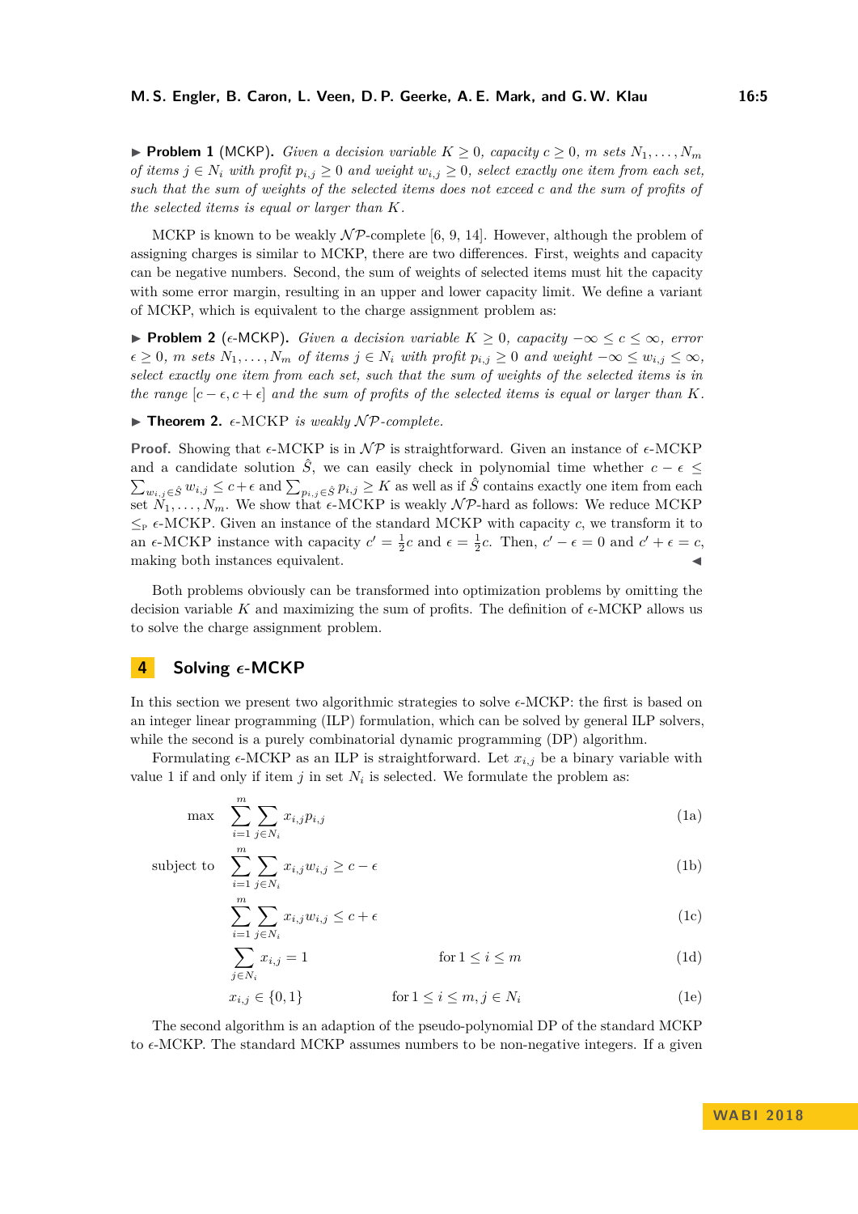▶ **Problem 1** (MCKP). *Given a decision variable $K \geq 0$, capacity $c \geq 0$, $m$ sets $N_1, \dots, N_m$ of items $j \in N_i$ with profit $p_{i,j} \geq 0$ and weight $w_{i,j} \geq 0$, select exactly one item from each set, such that the sum of weights of the selected items does not exceed $c$ and the sum of profits of the selected items is equal or larger than $K$.*

MCKP is known to be weakly $\mathcal{NP}$-complete [6, 9, 14]. However, although the problem of assigning charges is similar to MCKP, there are two differences. First, weights and capacity can be negative numbers. Second, the sum of weights of selected items must hit the capacity with some error margin, resulting in an upper and lower capacity limit. We define a variant of MCKP, which is equivalent to the charge assignment problem as:

▶ **Problem 2** ($\epsilon$-MCKP). *Given a decision variable $K \geq 0$, capacity $-\infty \leq c \leq \infty$, error $\epsilon \geq 0$, $m$ sets $N_1, \dots, N_m$ of items $j \in N_i$ with profit $p_{i,j} \geq 0$ and weight $-\infty \leq w_{i,j} \leq \infty$, select exactly one item from each set, such that the sum of weights of the selected items is in the range $[c - \epsilon, c + \epsilon]$ and the sum of profits of the selected items is equal or larger than $K$.*

▶ **Theorem 2.** *$\epsilon$-MCKP is weakly $\mathcal{NP}$-complete.*

**Proof.** Showing that $\epsilon$-MCKP is in $\mathcal{NP}$ is straightforward. Given an instance of $\epsilon$-MCKP and a candidate solution $\hat{S}$, we can easily check in polynomial time whether $c - \epsilon \leq \sum_{w_{i,j} \in \hat{S}} w_{i,j} \leq c + \epsilon$ and $\sum_{p_{i,j} \in \hat{S}} p_{i,j} \geq K$ as well as if $\hat{S}$ contains exactly one item from each set $N_1, \dots, N_m$. We show that $\epsilon$-MCKP is weakly $\mathcal{NP}$-hard as follows: We reduce MCKP $\leq_P$ $\epsilon$-MCKP. Given an instance of the standard MCKP with capacity $c$, we transform it to an $\epsilon$-MCKP instance with capacity $c' = \frac{1}{2}c$ and $\epsilon = \frac{1}{2}c$. Then, $c' - \epsilon = 0$ and $c' + \epsilon = c$, making both instances equivalent. ◀

Both problems obviously can be transformed into optimization problems by omitting the decision variable $K$ and maximizing the sum of profits. The definition of $\epsilon$-MCKP allows us to solve the charge assignment problem.

## 4 Solving $\epsilon$-MCKP

In this section we present two algorithmic strategies to solve $\epsilon$-MCKP: the first is based on an integer linear programming (ILP) formulation, which can be solved by general ILP solvers, while the second is a purely combinatorial dynamic programming (DP) algorithm.

Formulating $\epsilon$-MCKP as an ILP is straightforward. Let $x_{i,j}$ be a binary variable with value 1 if and only if item $j$ in set $N_i$ is selected. We formulate the problem as:

$$\max \quad \sum_{i=1}^{m} \sum_{j \in N_i} x_{i,j} p_{i,j} \tag{1a}$$

$$\text{subject to} \quad \sum_{i=1}^{m} \sum_{j \in N_i} x_{i,j} w_{i,j} \geq c - \epsilon \tag{1b}$$

$$\sum_{i=1}^{m} \sum_{j \in N_i} x_{i,j} w_{i,j} \leq c + \epsilon \tag{1c}$$

$$\sum_{j \in N_i} x_{i,j} = 1 \qquad \text{for } 1 \leq i \leq m \tag{1d}$$

$$x_{i,j} \in \{0, 1\} \qquad \text{for } 1 \leq i \leq m, j \in N_i \tag{1e}$$

The second algorithm is an adaption of the pseudo-polynomial DP of the standard MCKP to $\epsilon$-MCKP. The standard MCKP assumes numbers to be non-negative integers. If a given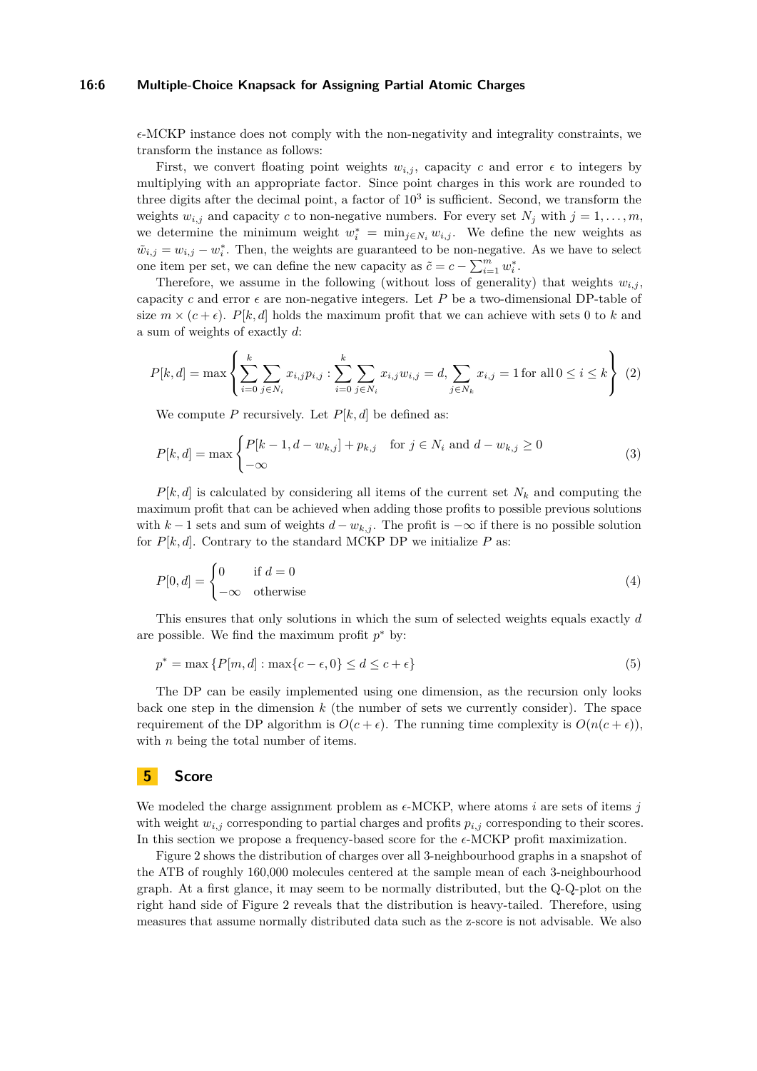$\epsilon$-MCKP instance does not comply with the non-negativity and integrality constraints, we transform the instance as follows:

First, we convert floating point weights $w_{i,j}$, capacity $c$ and error $\epsilon$ to integers by multiplying with an appropriate factor. Since point charges in this work are rounded to three digits after the decimal point, a factor of $10^3$ is sufficient. Second, we transform the weights $w_{i,j}$ and capacity $c$ to non-negative numbers. For every set $N_j$ with $j = 1, \dots, m$, we determine the minimum weight $w_i^* = \min_{j \in N_i} w_{i,j}$. We define the new weights as $\tilde{w}_{i,j} = w_{i,j} - w_i^*$. Then, the weights are guaranteed to be non-negative. As we have to select one item per set, we can define the new capacity as $\tilde{c} = c - \sum_{i=1}^{m} w_i^*$.

Therefore, we assume in the following (without loss of generality) that weights $w_{i,j}$, capacity $c$ and error $\epsilon$ are non-negative integers. Let $P$ be a two-dimensional DP-table of size $m \times (c + \epsilon)$. $P[k, d]$ holds the maximum profit that we can achieve with sets 0 to $k$ and a sum of weights of exactly $d$:

$$P[k,d] = \max \left\{ \sum_{i=0}^{k} \sum_{j \in N_i} x_{i,j} p_{i,j} : \sum_{i=0}^{k} \sum_{j \in N_i} x_{i,j} w_{i,j} = d, \sum_{j \in N_k} x_{i,j} = 1 \text{ for all } 0 \leq i \leq k \right\} \quad (2)$$

We compute $P$ recursively. Let $P[k, d]$ be defined as:

$$P[k,d] = \max \begin{cases} P[k-1, d - w_{k,j}] + p_{k,j} & \text{for } j \in N_i \text{ and } d - w_{k,j} \geq 0 \\ -\infty \end{cases} \quad (3)$$

$P[k, d]$ is calculated by considering all items of the current set $N_k$ and computing the maximum profit that can be achieved when adding those profits to possible previous solutions with $k - 1$ sets and sum of weights $d - w_{k,j}$. The profit is $-\infty$ if there is no possible solution for $P[k, d]$. Contrary to the standard MCKP DP we initialize $P$ as:

$$P[0,d] = \begin{cases} 0 & \text{if } d = 0 \\ -\infty & \text{otherwise} \end{cases} \quad (4)$$

This ensures that only solutions in which the sum of selected weights equals exactly $d$ are possible. We find the maximum profit $p^*$ by:

$$p^* = \max \left\{ P[m,d] : \max\{c - \epsilon, 0\} \leq d \leq c + \epsilon \right\} \quad (5)$$

The DP can be easily implemented using one dimension, as the recursion only looks back one step in the dimension $k$ (the number of sets we currently consider). The space requirement of the DP algorithm is $O(c + \epsilon)$. The running time complexity is $O(n(c + \epsilon))$, with $n$ being the total number of items.

## 5 Score

We modeled the charge assignment problem as $\epsilon$-MCKP, where atoms $i$ are sets of items $j$ with weight $w_{i,j}$ corresponding to partial charges and profits $p_{i,j}$ corresponding to their scores. In this section we propose a frequency-based score for the $\epsilon$-MCKP profit maximization.

Figure 2 shows the distribution of charges over all 3-neighbourhood graphs in a snapshot of the ATB of roughly 160,000 molecules centered at the sample mean of each 3-neighbourhood graph. At a first glance, it may seem to be normally distributed, but the Q-Q-plot on the right hand side of Figure 2 reveals that the distribution is heavy-tailed. Therefore, using measures that assume normally distributed data such as the z-score is not advisable. We also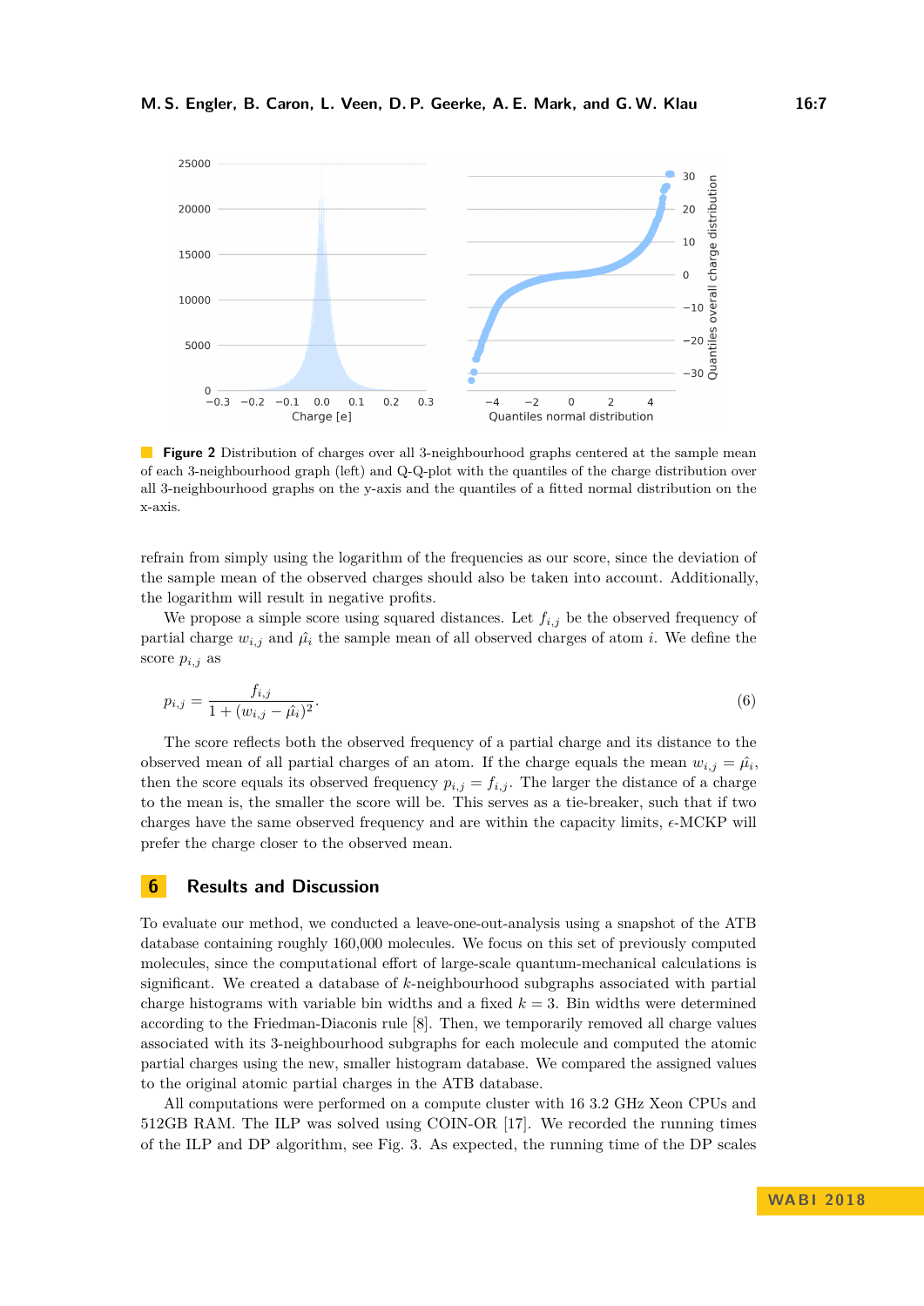**Figure 2** Distribution of charges over all 3-neighbourhood graphs centered at the sample mean of each 3-neighbourhood graph (left) and Q-Q-plot with the quantiles of the charge distribution over all 3-neighbourhood graphs on the y-axis and the quantiles of a fitted normal distribution on the x-axis.

refrain from simply using the logarithm of the frequencies as our score, since the deviation of the sample mean of the observed charges should also be taken into account. Additionally, the logarithm will result in negative profits.

We propose a simple score using squared distances. Let $f_{i,j}$ be the observed frequency of partial charge $w_{i,j}$ and $\hat{\mu_i}$ the sample mean of all observed charges of atom $i$. We define the score $p_{i,j}$ as

$$p_{i,j} = \frac{f_{i,j}}{1 + (w_{i,j} - \hat{\mu_i})^2}. \tag{6}$$

The score reflects both the observed frequency of a partial charge and its distance to the observed mean of all partial charges of an atom. If the charge equals the mean $w_{i,j} = \hat{\mu_i}$, then the score equals its observed frequency $p_{i,j} = f_{i,j}$. The larger the distance of a charge to the mean is, the smaller the score will be. This serves as a tie-breaker, such that if two charges have the same observed frequency and are within the capacity limits, $\epsilon$-MCKP will prefer the charge closer to the observed mean.

## 6 Results and Discussion

To evaluate our method, we conducted a leave-one-out-analysis using a snapshot of the ATB database containing roughly 160,000 molecules. We focus on this set of previously computed molecules, since the computational effort of large-scale quantum-mechanical calculations is significant. We created a database of $k$-neighbourhood subgraphs associated with partial charge histograms with variable bin widths and a fixed $k = 3$. Bin widths were determined according to the Friedman-Diaconis rule [8]. Then, we temporarily removed all charge values associated with its 3-neighbourhood subgraphs for each molecule and computed the atomic partial charges using the new, smaller histogram database. We compared the assigned values to the original atomic partial charges in the ATB database.

All computations were performed on a compute cluster with 16 3.2 GHz Xeon CPUs and 512GB RAM. The ILP was solved using COIN-OR [17]. We recorded the running times of the ILP and DP algorithm, see Fig. 3. As expected, the running time of the DP scales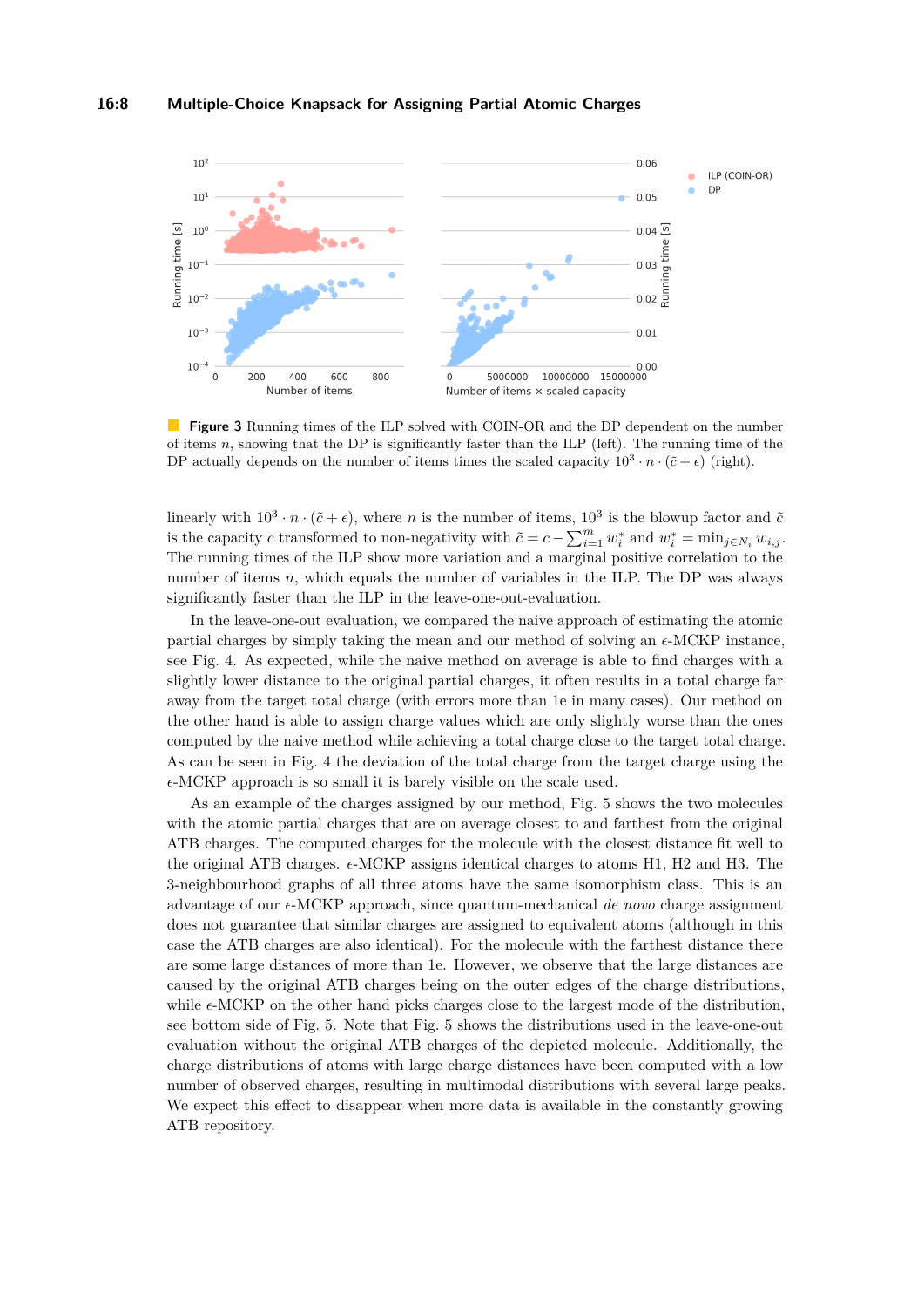**Figure 3** Running times of the ILP solved with COIN-OR and the DP dependent on the number of items $n$, showing that the DP is significantly faster than the ILP (left). The running time of the DP actually depends on the number of items times the scaled capacity $10^3 \cdot n \cdot (\tilde{c} + \epsilon)$ (right).

linearly with $10^3 \cdot n \cdot (\tilde{c} + \epsilon)$, where $n$ is the number of items, $10^3$ is the blowup factor and $\tilde{c}$ is the capacity $c$ transformed to non-negativity with $\tilde{c} = c - \sum_{i=1}^{m} w_i^*$ and $w_i^* = \min_{j \in N_i} w_{i,j}$. The running times of the ILP show more variation and a marginal positive correlation to the number of items $n$, which equals the number of variables in the ILP. The DP was always significantly faster than the ILP in the leave-one-out-evaluation.

In the leave-one-out evaluation, we compared the naive approach of estimating the atomic partial charges by simply taking the mean and our method of solving an $\epsilon$-MCKP instance, see Fig. 4. As expected, while the naive method on average is able to find charges with a slightly lower distance to the original partial charges, it often results in a total charge far away from the target total charge (with errors more than 1e in many cases). Our method on the other hand is able to assign charge values which are only slightly worse than the ones computed by the naive method while achieving a total charge close to the target total charge. As can be seen in Fig. 4 the deviation of the total charge from the target charge using the $\epsilon$-MCKP approach is so small it is barely visible on the scale used.

As an example of the charges assigned by our method, Fig. 5 shows the two molecules with the atomic partial charges that are on average closest to and farthest from the original ATB charges. The computed charges for the molecule with the closest distance fit well to the original ATB charges. $\epsilon$-MCKP assigns identical charges to atoms H1, H2 and H3. The 3-neighbourhood graphs of all three atoms have the same isomorphism class. This is an advantage of our $\epsilon$-MCKP approach, since quantum-mechanical *de novo* charge assignment does not guarantee that similar charges are assigned to equivalent atoms (although in this case the ATB charges are also identical). For the molecule with the farthest distance there are some large distances of more than 1e. However, we observe that the large distances are caused by the original ATB charges being on the outer edges of the charge distributions, while $\epsilon$-MCKP on the other hand picks charges close to the largest mode of the distribution, see bottom side of Fig. 5. Note that Fig. 5 shows the distributions used in the leave-one-out evaluation without the original ATB charges of the depicted molecule. Additionally, the charge distributions of atoms with large charge distances have been computed with a low number of observed charges, resulting in multimodal distributions with several large peaks. We expect this effect to disappear when more data is available in the constantly growing ATB repository.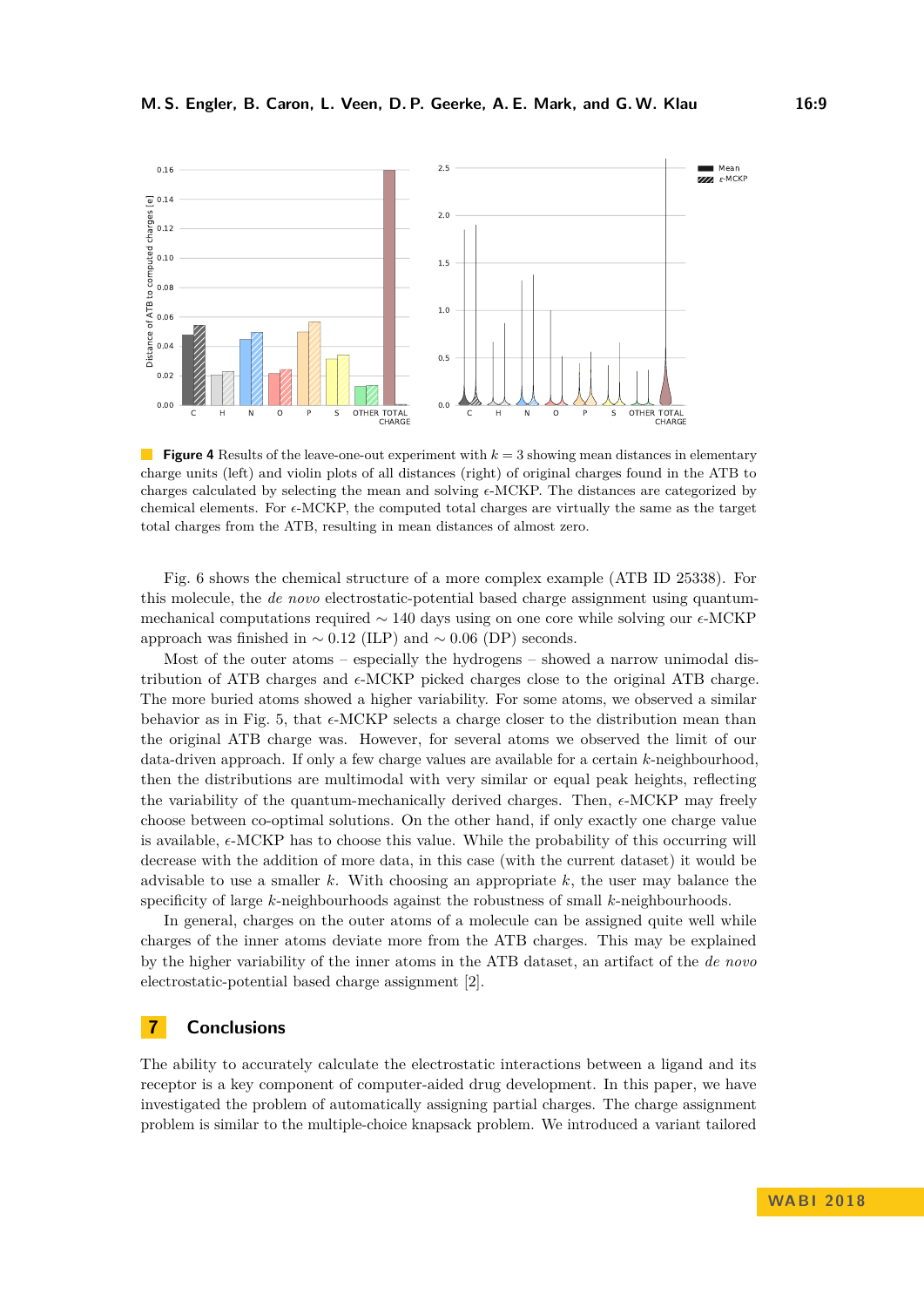**Figure 4** Results of the leave-one-out experiment with $k = 3$ showing mean distances in elementary charge units (left) and violin plots of all distances (right) of original charges found in the ATB to charges calculated by selecting the mean and solving $\epsilon$-MCKP. The distances are categorized by chemical elements. For $\epsilon$-MCKP, the computed total charges are virtually the same as the target total charges from the ATB, resulting in mean distances of almost zero.

Fig. 6 shows the chemical structure of a more complex example (ATB ID 25338). For this molecule, the *de novo* electrostatic-potential based charge assignment using quantum-mechanical computations required $\sim 140$ days using on one core while solving our $\epsilon$-MCKP approach was finished in $\sim 0.12$ (ILP) and $\sim 0.06$ (DP) seconds.

Most of the outer atoms – especially the hydrogens – showed a narrow unimodal distribution of ATB charges and $\epsilon$-MCKP picked charges close to the original ATB charge. The more buried atoms showed a higher variability. For some atoms, we observed a similar behavior as in Fig. 5, that $\epsilon$-MCKP selects a charge closer to the distribution mean than the original ATB charge was. However, for several atoms we observed the limit of our data-driven approach. If only a few charge values are available for a certain $k$-neighbourhood, then the distributions are multimodal with very similar or equal peak heights, reflecting the variability of the quantum-mechanically derived charges. Then, $\epsilon$-MCKP may freely choose between co-optimal solutions. On the other hand, if only exactly one charge value is available, $\epsilon$-MCKP has to choose this value. While the probability of this occurring will decrease with the addition of more data, in this case (with the current dataset) it would be advisable to use a smaller $k$. With choosing an appropriate $k$, the user may balance the specificity of large $k$-neighbourhoods against the robustness of small $k$-neighbourhoods.

In general, charges on the outer atoms of a molecule can be assigned quite well while charges of the inner atoms deviate more from the ATB charges. This may be explained by the higher variability of the inner atoms in the ATB dataset, an artifact of the *de novo* electrostatic-potential based charge assignment [2].

## 7 Conclusions

The ability to accurately calculate the electrostatic interactions between a ligand and its receptor is a key component of computer-aided drug development. In this paper, we have investigated the problem of automatically assigning partial charges. The charge assignment problem is similar to the multiple-choice knapsack problem. We introduced a variant tailored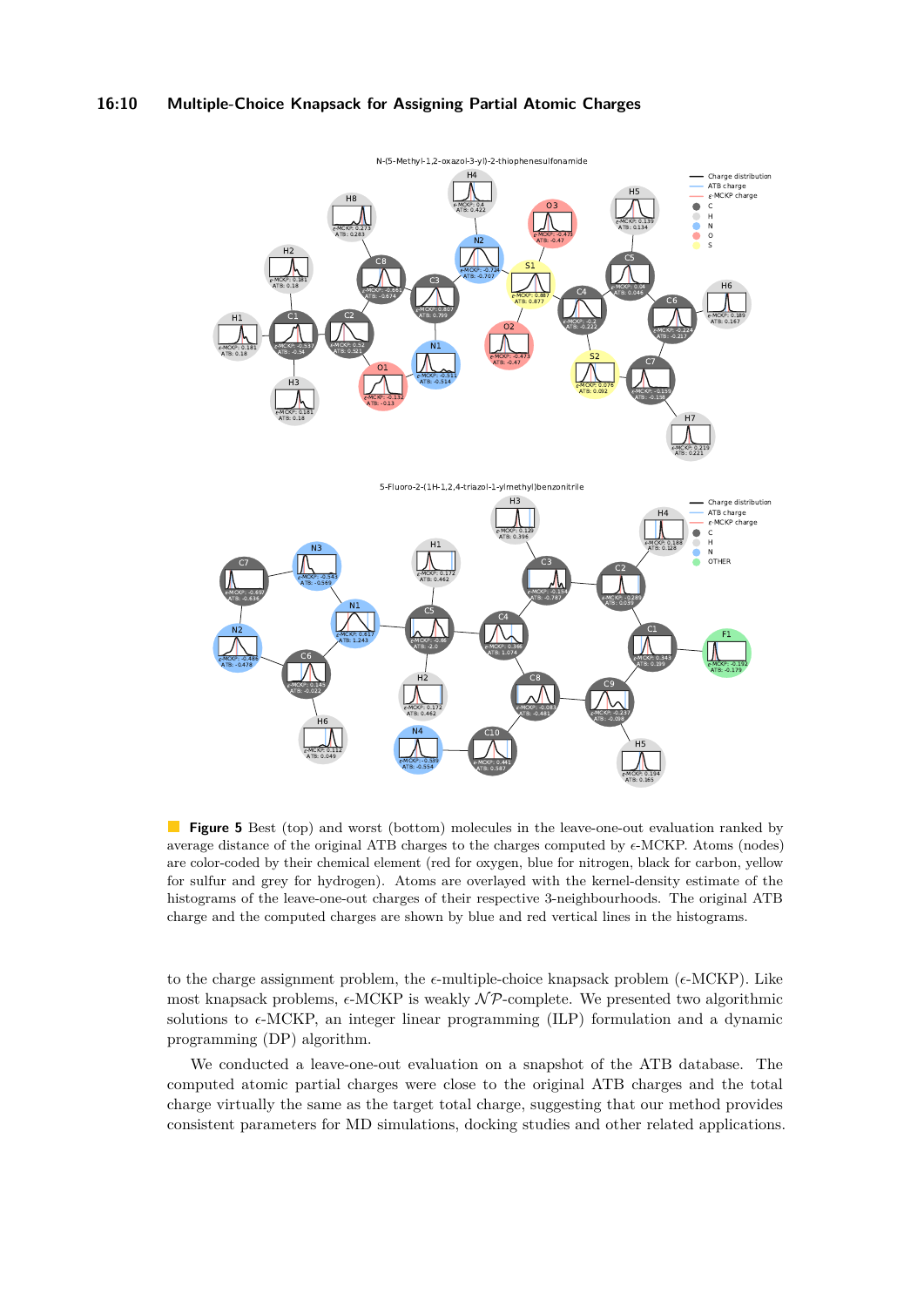**Figure 5** Best (top) and worst (bottom) molecules in the leave-one-out evaluation ranked by average distance of the original ATB charges to the charges computed by $\epsilon$-MCKP. Atoms (nodes) are color-coded by their chemical element (red for oxygen, blue for nitrogen, black for carbon, yellow for sulfur and grey for hydrogen). Atoms are overlayed with the kernel-density estimate of the histograms of the leave-one-out charges of their respective 3-neighbourhoods. The original ATB charge and the computed charges are shown by blue and red vertical lines in the histograms.

to the charge assignment problem, the $\epsilon$-multiple-choice knapsack problem ($\epsilon$-MCKP). Like most knapsack problems, $\epsilon$-MCKP is weakly $\mathcal{NP}$-complete. We presented two algorithmic solutions to $\epsilon$-MCKP, an integer linear programming (ILP) formulation and a dynamic programming (DP) algorithm.

We conducted a leave-one-out evaluation on a snapshot of the ATB database. The computed atomic partial charges were close to the original ATB charges and the total charge virtually the same as the target total charge, suggesting that our method provides consistent parameters for MD simulations, docking studies and other related applications.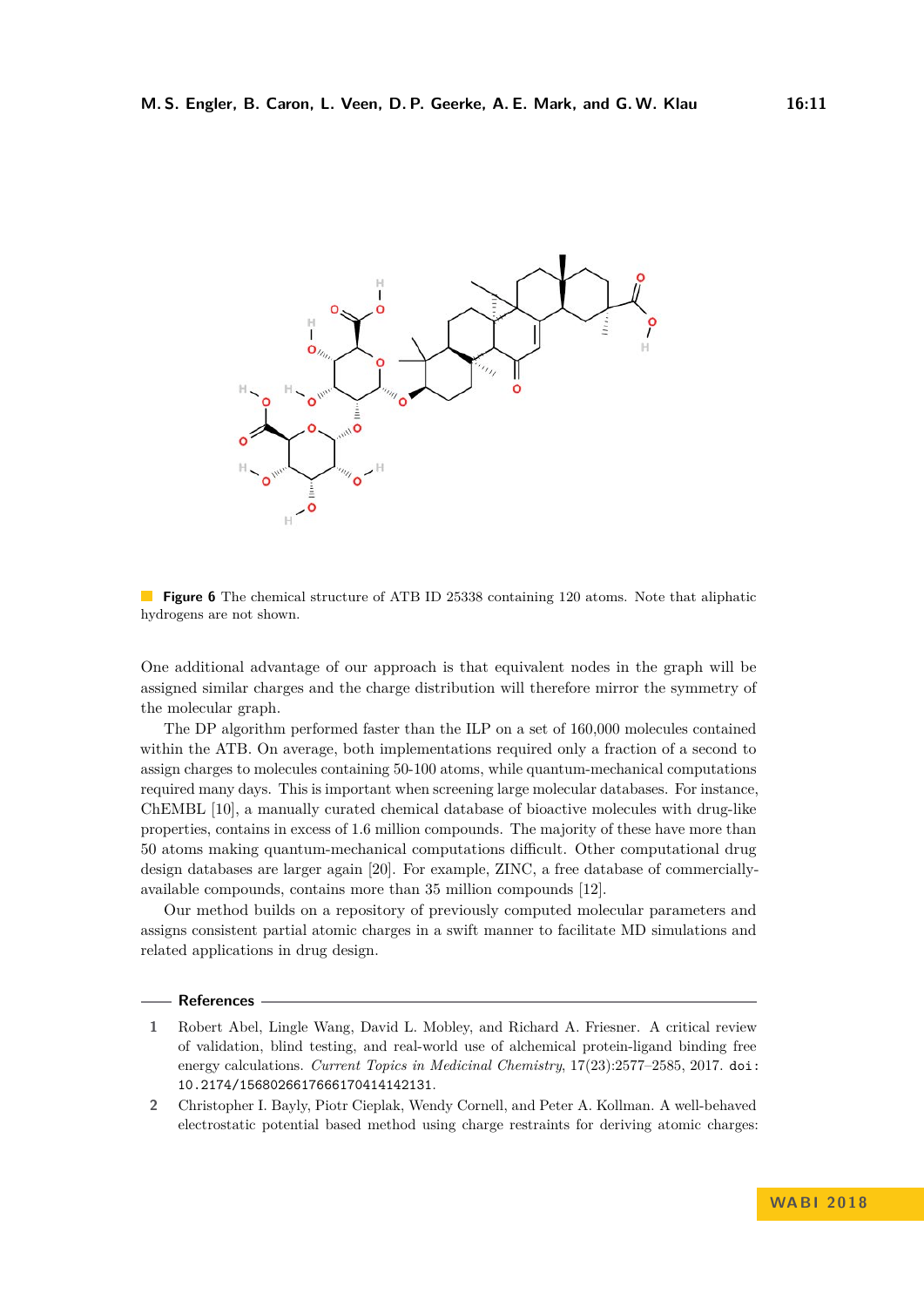**Figure 6** The chemical structure of ATB ID 25338 containing 120 atoms. Note that aliphatic hydrogens are not shown.

One additional advantage of our approach is that equivalent nodes in the graph will be assigned similar charges and the charge distribution will therefore mirror the symmetry of the molecular graph.

The DP algorithm performed faster than the ILP on a set of 160,000 molecules contained within the ATB. On average, both implementations required only a fraction of a second to assign charges to molecules containing 50-100 atoms, while quantum-mechanical computations required many days. This is important when screening large molecular databases. For instance, ChEMBL [10], a manually curated chemical database of bioactive molecules with drug-like properties, contains in excess of 1.6 million compounds. The majority of these have more than 50 atoms making quantum-mechanical computations difficult. Other computational drug design databases are larger again [20]. For example, ZINC, a free database of commercially-available compounds, contains more than 35 million compounds [12].

Our method builds on a repository of previously computed molecular parameters and assigns consistent partial atomic charges in a swift manner to facilitate MD simulations and related applications in drug design.

## References

1. Robert Abel, Lingle Wang, David L. Mobley, and Richard A. Friesner. A critical review of validation, blind testing, and real-world use of alchemical protein-ligand binding free energy calculations. *Current Topics in Medicinal Chemistry*, 17(23):2577–2585, 2017. doi:10.2174/1568026617666170414142131.
2. Christopher I. Bayly, Piotr Cieplak, Wendy Cornell, and Peter A. Kollman. A well-behaved electrostatic potential based method using charge restraints for deriving atomic charges: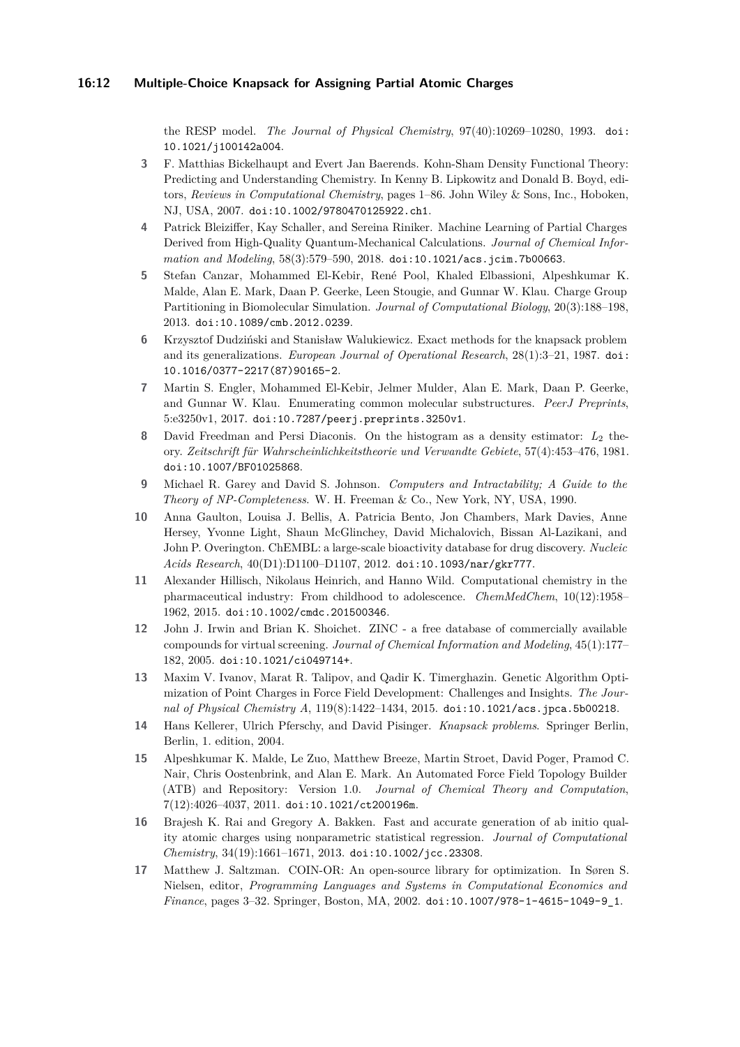the RESP model. *The Journal of Physical Chemistry*, 97(40):10269–10280, 1993. doi:10.1021/j100142a004.

3. F. Matthias Bickelhaupt and Evert Jan Baerends. Kohn-Sham Density Functional Theory: Predicting and Understanding Chemistry. In Kenny B. Lipkowitz and Donald B. Boyd, editors, *Reviews in Computational Chemistry*, pages 1–86. John Wiley & Sons, Inc., Hoboken, NJ, USA, 2007. doi:10.1002/9780470125922.ch1.
4. Patrick Bleiziffer, Kay Schaller, and Sereina Riniker. Machine Learning of Partial Charges Derived from High-Quality Quantum-Mechanical Calculations. *Journal of Chemical Information and Modeling*, 58(3):579–590, 2018. doi:10.1021/acs.jcim.7b00663.
5. Stefan Canzar, Mohammed El-Kebir, René Pool, Khaled Elbassioni, Alpeshkumar K. Malde, Alan E. Mark, Daan P. Geerke, Leen Stougie, and Gunnar W. Klau. Charge Group Partitioning in Biomolecular Simulation. *Journal of Computational Biology*, 20(3):188–198, 2013. doi:10.1089/cmb.2012.0239.
6. Krzysztof Dudziński and Stanisław Walukiewicz. Exact methods for the knapsack problem and its generalizations. *European Journal of Operational Research*, 28(1):3–21, 1987. doi:10.1016/0377-2217(87)90165-2.
7. Martin S. Engler, Mohammed El-Kebir, Jelmer Mulder, Alan E. Mark, Daan P. Geerke, and Gunnar W. Klau. Enumerating common molecular substructures. *PeerJ Preprints*, 5:e3250v1, 2017. doi:10.7287/peerj.preprints.3250v1.
8. David Freedman and Persi Diaconis. On the histogram as a density estimator: $L_2$ theory. *Zeitschrift für Wahrscheinlichkeitstheorie und Verwandte Gebiete*, 57(4):453–476, 1981. doi:10.1007/BF01025868.
9. Michael R. Garey and David S. Johnson. *Computers and Intractability; A Guide to the Theory of NP-Completeness*. W. H. Freeman & Co., New York, NY, USA, 1990.
10. Anna Gaulton, Louisa J. Bellis, A. Patricia Bento, Jon Chambers, Mark Davies, Anne Hersey, Yvonne Light, Shaun McGlinchey, David Michalovich, Bissan Al-Lazikani, and John P. Overington. ChEMBL: a large-scale bioactivity database for drug discovery. *Nucleic Acids Research*, 40(D1):D1100–D1107, 2012. doi:10.1093/nar/gkr777.
11. Alexander Hillisch, Nikolaus Heinrich, and Hanno Wild. Computational chemistry in the pharmaceutical industry: From childhood to adolescence. *ChemMedChem*, 10(12):1958–1962, 2015. doi:10.1002/cmdc.201500346.
12. John J. Irwin and Brian K. Shoichet. ZINC - a free database of commercially available compounds for virtual screening. *Journal of Chemical Information and Modeling*, 45(1):177–182, 2005. doi:10.1021/ci049714+.
13. Maxim V. Ivanov, Marat R. Talipov, and Qadir K. Timerghazin. Genetic Algorithm Optimization of Point Charges in Force Field Development: Challenges and Insights. *The Journal of Physical Chemistry A*, 119(8):1422–1434, 2015. doi:10.1021/acs.jpca.5b00218.
14. Hans Kellerer, Ulrich Pferschy, and David Pisinger. *Knapsack problems*. Springer Berlin, Berlin, 1. edition, 2004.
15. Alpeshkumar K. Malde, Le Zuo, Matthew Breeze, Martin Stroet, David Poger, Pramod C. Nair, Chris Oostenbrink, and Alan E. Mark. An Automated Force Field Topology Builder (ATB) and Repository: Version 1.0. *Journal of Chemical Theory and Computation*, 7(12):4026–4037, 2011. doi:10.1021/ct200196m.
16. Brajesh K. Rai and Gregory A. Bakken. Fast and accurate generation of ab initio quality atomic charges using nonparametric statistical regression. *Journal of Computational Chemistry*, 34(19):1661–1671, 2013. doi:10.1002/jcc.23308.
17. Matthew J. Saltzman. COIN-OR: An open-source library for optimization. In Søren S. Nielsen, editor, *Programming Languages and Systems in Computational Economics and Finance*, pages 3–32. Springer, Boston, MA, 2002. doi:10.1007/978-1-4615-1049-9_1.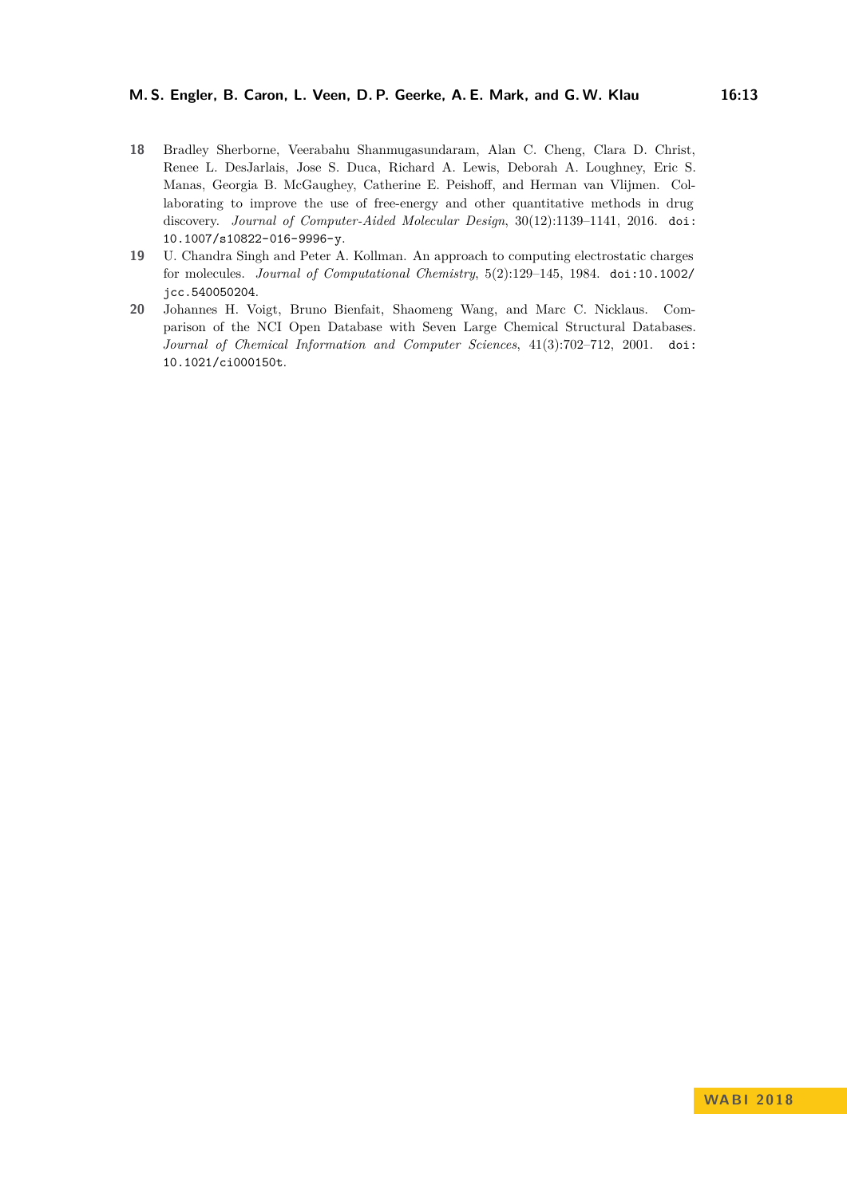18 Bradley Sherborne, Veerabahu Shanmugasundaram, Alan C. Cheng, Clara D. Christ, Renee L. DesJarlais, Jose S. Duca, Richard A. Lewis, Deborah A. Loughney, Eric S. Manas, Georgia B. McGaughey, Catherine E. Peishoff, and Herman van Vlijmen. Collaborating to improve the use of free-energy and other quantitative methods in drug discovery. *Journal of Computer-Aided Molecular Design*, 30(12):1139–1141, 2016. doi:10.1007/s10822-016-9996-y.

19 U. Chandra Singh and Peter A. Kollman. An approach to computing electrostatic charges for molecules. *Journal of Computational Chemistry*, 5(2):129–145, 1984. doi:10.1002/jcc.540050204.

20 Johannes H. Voigt, Bruno Bienfait, Shaomeng Wang, and Marc C. Nicklaus. Comparison of the NCI Open Database with Seven Large Chemical Structural Databases. *Journal of Chemical Information and Computer Sciences*, 41(3):702–712, 2001. doi:10.1021/ci000150t.